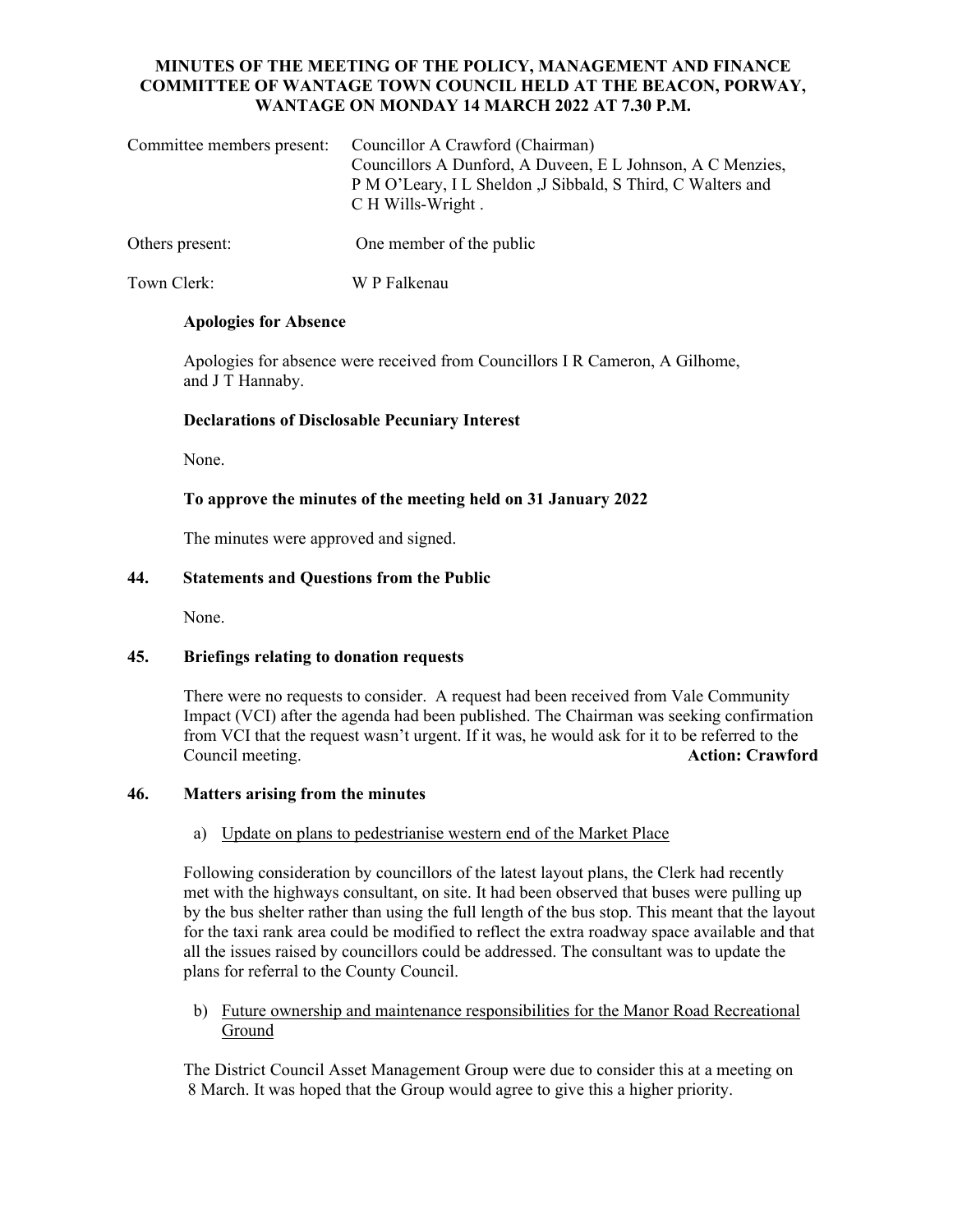**MINUTES OF THE MEETING OF THE POLICY, MANAGEMENT AND FINANCE COMMITTEE OF WANTAGE TOWN COUNCIL HELD AT THE BEACON, PORWAY, WANTAGE ON MONDAY 14 MARCH 2022 AT 7.30 P.M.**

Committee members present: Councillor A Crawford (Chairman)
Councillors A Dunford, A Duveen, E L Johnson, A C Menzies, P M O'Leary, I L Sheldon ,J Sibbald, S Third, C Walters and C H Wills-Wright .

Others present: One member of the public

Town Clerk: W P Falkenau

**Apologies for Absence**

Apologies for absence were received from Councillors I R Cameron, A Gilhome, and J T Hannaby.

**Declarations of Disclosable Pecuniary Interest**

None.

**To approve the minutes of the meeting held on 31 January 2022**

The minutes were approved and signed.

**44. Statements and Questions from the Public**

None.

**45. Briefings relating to donation requests**

There were no requests to consider. A request had been received from Vale Community Impact (VCI) after the agenda had been published. The Chairman was seeking confirmation from VCI that the request wasn't urgent. If it was, he would ask for it to be referred to the Council meeting. **Action: Crawford**

**46. Matters arising from the minutes**

a) Update on plans to pedestrianise western end of the Market Place

Following consideration by councillors of the latest layout plans, the Clerk had recently met with the highways consultant, on site. It had been observed that buses were pulling up by the bus shelter rather than using the full length of the bus stop. This meant that the layout for the taxi rank area could be modified to reflect the extra roadway space available and that all the issues raised by councillors could be addressed. The consultant was to update the plans for referral to the County Council.

b) Future ownership and maintenance responsibilities for the Manor Road Recreational Ground

The District Council Asset Management Group were due to consider this at a meeting on 8 March. It was hoped that the Group would agree to give this a higher priority.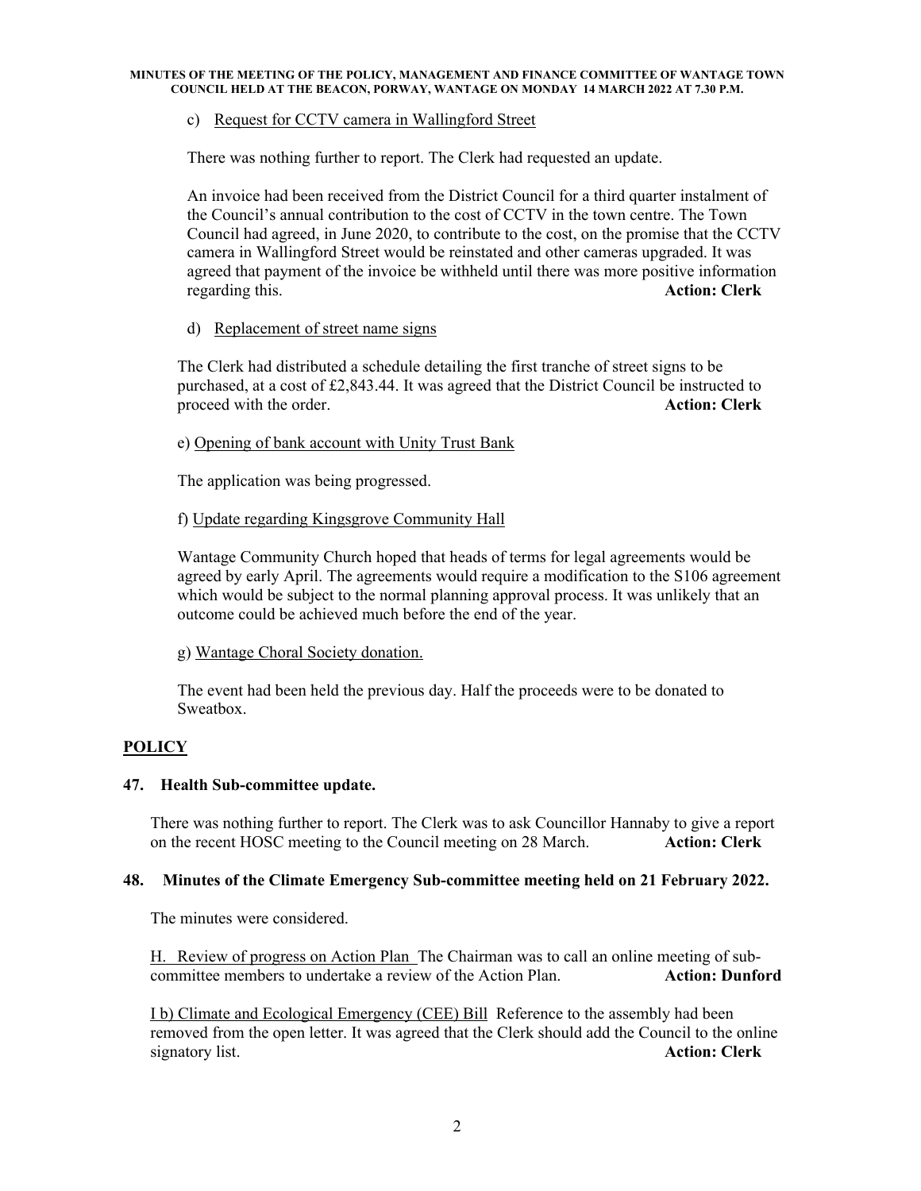c) Request for CCTV camera in Wallingford Street

There was nothing further to report. The Clerk had requested an update.

An invoice had been received from the District Council for a third quarter instalment of the Council's annual contribution to the cost of CCTV in the town centre. The Town Council had agreed, in June 2020, to contribute to the cost, on the promise that the CCTV camera in Wallingford Street would be reinstated and other cameras upgraded. It was agreed that payment of the invoice be withheld until there was more positive information regarding this. **Action: Clerk**

d) Replacement of street name signs

The Clerk had distributed a schedule detailing the first tranche of street signs to be purchased, at a cost of £2,843.44. It was agreed that the District Council be instructed to proceed with the order. **Action: Clerk**

e) Opening of bank account with Unity Trust Bank

The application was being progressed.

f) Update regarding Kingsgrove Community Hall

Wantage Community Church hoped that heads of terms for legal agreements would be agreed by early April. The agreements would require a modification to the S106 agreement which would be subject to the normal planning approval process. It was unlikely that an outcome could be achieved much before the end of the year.

g) Wantage Choral Society donation.

The event had been held the previous day. Half the proceeds were to be donated to Sweatbox.

## POLICY

### 47. Health Sub-committee update.

There was nothing further to report. The Clerk was to ask Councillor Hannaby to give a report on the recent HOSC meeting to the Council meeting on 28 March. **Action: Clerk**

### 48. Minutes of the Climate Emergency Sub-committee meeting held on 21 February 2022.

The minutes were considered.

H. Review of progress on Action Plan The Chairman was to call an online meeting of sub-committee members to undertake a review of the Action Plan. **Action: Dunford**

I b) Climate and Ecological Emergency (CEE) Bill Reference to the assembly had been removed from the open letter. It was agreed that the Clerk should add the Council to the online signatory list. **Action: Clerk**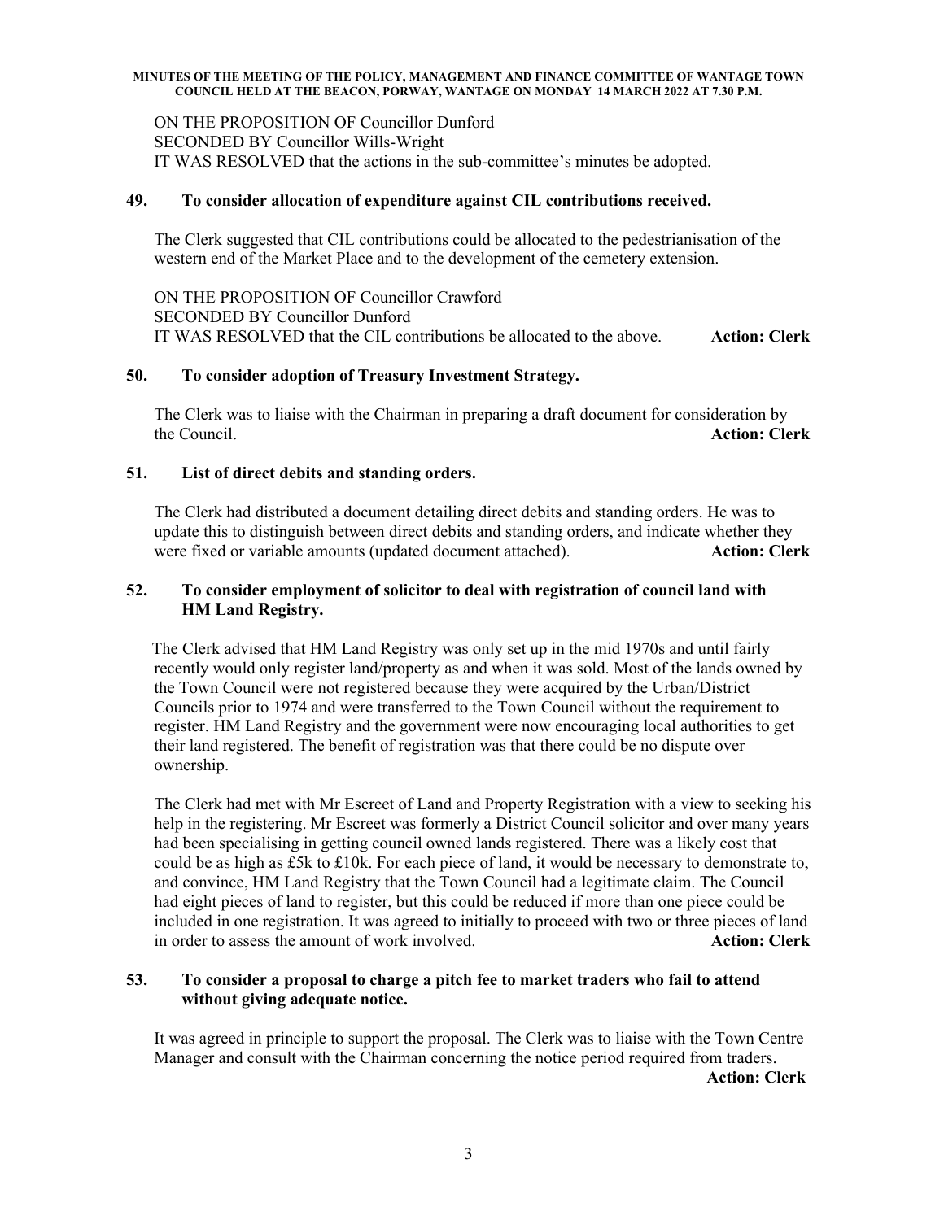ON THE PROPOSITION OF Councillor Dunford
SECONDED BY Councillor Wills-Wright
IT WAS RESOLVED that the actions in the sub-committee's minutes be adopted.

**49. To consider allocation of expenditure against CIL contributions received.**

The Clerk suggested that CIL contributions could be allocated to the pedestrianisation of the western end of the Market Place and to the development of the cemetery extension.

ON THE PROPOSITION OF Councillor Crawford
SECONDED BY Councillor Dunford
IT WAS RESOLVED that the CIL contributions be allocated to the above. **Action: Clerk**

**50. To consider adoption of Treasury Investment Strategy.**

The Clerk was to liaise with the Chairman in preparing a draft document for consideration by the Council. **Action: Clerk**

**51. List of direct debits and standing orders.**

The Clerk had distributed a document detailing direct debits and standing orders. He was to update this to distinguish between direct debits and standing orders, and indicate whether they were fixed or variable amounts (updated document attached). **Action: Clerk**

**52. To consider employment of solicitor to deal with registration of council land with HM Land Registry.**

The Clerk advised that HM Land Registry was only set up in the mid 1970s and until fairly recently would only register land/property as and when it was sold. Most of the lands owned by the Town Council were not registered because they were acquired by the Urban/District Councils prior to 1974 and were transferred to the Town Council without the requirement to register. HM Land Registry and the government were now encouraging local authorities to get their land registered. The benefit of registration was that there could be no dispute over ownership.

The Clerk had met with Mr Escreet of Land and Property Registration with a view to seeking his help in the registering. Mr Escreet was formerly a District Council solicitor and over many years had been specialising in getting council owned lands registered. There was a likely cost that could be as high as £5k to £10k. For each piece of land, it would be necessary to demonstrate to, and convince, HM Land Registry that the Town Council had a legitimate claim. The Council had eight pieces of land to register, but this could be reduced if more than one piece could be included in one registration. It was agreed to initially to proceed with two or three pieces of land in order to assess the amount of work involved. **Action: Clerk**

**53. To consider a proposal to charge a pitch fee to market traders who fail to attend without giving adequate notice.**

It was agreed in principle to support the proposal. The Clerk was to liaise with the Town Centre Manager and consult with the Chairman concerning the notice period required from traders. **Action: Clerk**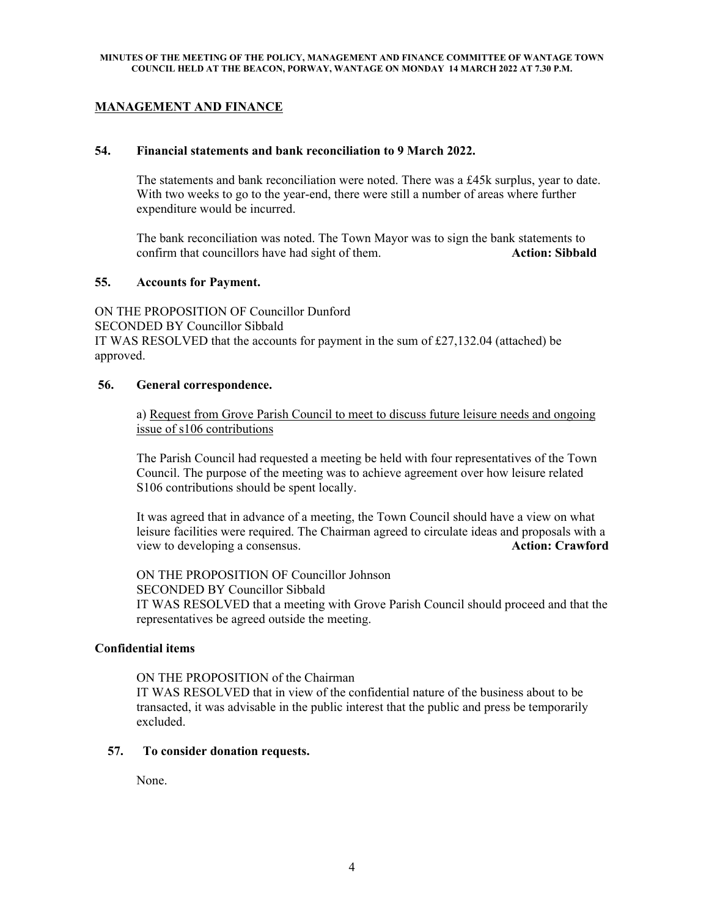**MINUTES OF THE MEETING OF THE POLICY, MANAGEMENT AND FINANCE COMMITTEE OF WANTAGE TOWN COUNCIL HELD AT THE BEACON, PORWAY, WANTAGE ON MONDAY 14 MARCH 2022 AT 7.30 P.M.**

## MANAGEMENT AND FINANCE

### 54. Financial statements and bank reconciliation to 9 March 2022.

The statements and bank reconciliation were noted. There was a £45k surplus, year to date. With two weeks to go to the year-end, there were still a number of areas where further expenditure would be incurred.

The bank reconciliation was noted. The Town Mayor was to sign the bank statements to confirm that councillors have had sight of them. **Action: Sibbald**

### 55. Accounts for Payment.

ON THE PROPOSITION OF Councillor Dunford
SECONDED BY Councillor Sibbald
IT WAS RESOLVED that the accounts for payment in the sum of £27,132.04 (attached) be approved.

### 56. General correspondence.

a) Request from Grove Parish Council to meet to discuss future leisure needs and ongoing issue of s106 contributions

The Parish Council had requested a meeting be held with four representatives of the Town Council. The purpose of the meeting was to achieve agreement over how leisure related S106 contributions should be spent locally.

It was agreed that in advance of a meeting, the Town Council should have a view on what leisure facilities were required. The Chairman agreed to circulate ideas and proposals with a view to developing a consensus. **Action: Crawford**

ON THE PROPOSITION OF Councillor Johnson
SECONDED BY Councillor Sibbald
IT WAS RESOLVED that a meeting with Grove Parish Council should proceed and that the representatives be agreed outside the meeting.

### Confidential items

ON THE PROPOSITION of the Chairman
IT WAS RESOLVED that in view of the confidential nature of the business about to be transacted, it was advisable in the public interest that the public and press be temporarily excluded.

### 57. To consider donation requests.

None.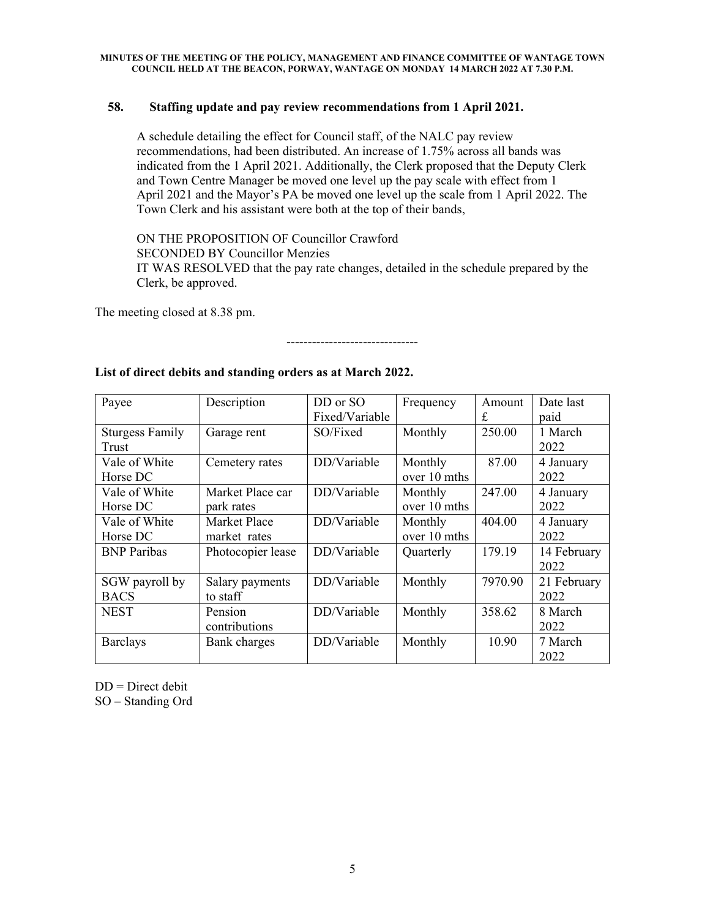**58. Staffing update and pay review recommendations from 1 April 2021.**

A schedule detailing the effect for Council staff, of the NALC pay review recommendations, had been distributed. An increase of 1.75% across all bands was indicated from the 1 April 2021. Additionally, the Clerk proposed that the Deputy Clerk and Town Centre Manager be moved one level up the pay scale with effect from 1 April 2021 and the Mayor's PA be moved one level up the scale from 1 April 2022. The Town Clerk and his assistant were both at the top of their bands,

ON THE PROPOSITION OF Councillor Crawford
SECONDED BY Councillor Menzies
IT WAS RESOLVED that the pay rate changes, detailed in the schedule prepared by the Clerk, be approved.

The meeting closed at 8.38 pm.

-------------------------------

**List of direct debits and standing orders as at March 2022.**

| Payee | Description | DD or SO Fixed/Variable | Frequency | Amount £ | Date last paid |
|---|---|---|---|---|---|
| Sturgess Family Trust | Garage rent | SO/Fixed | Monthly | 250.00 | 1 March 2022 |
| Vale of White Horse DC | Cemetery rates | DD/Variable | Monthly over 10 mths | 87.00 | 4 January 2022 |
| Vale of White Horse DC | Market Place car park rates | DD/Variable | Monthly over 10 mths | 247.00 | 4 January 2022 |
| Vale of White Horse DC | Market Place market rates | DD/Variable | Monthly over 10 mths | 404.00 | 4 January 2022 |
| BNP Paribas | Photocopier lease | DD/Variable | Quarterly | 179.19 | 14 February 2022 |
| SGW payroll by BACS | Salary payments to staff | DD/Variable | Monthly | 7970.90 | 21 February 2022 |
| NEST | Pension contributions | DD/Variable | Monthly | 358.62 | 8 March 2022 |
| Barclays | Bank charges | DD/Variable | Monthly | 10.90 | 7 March 2022 |

DD = Direct debit
SO – Standing Ord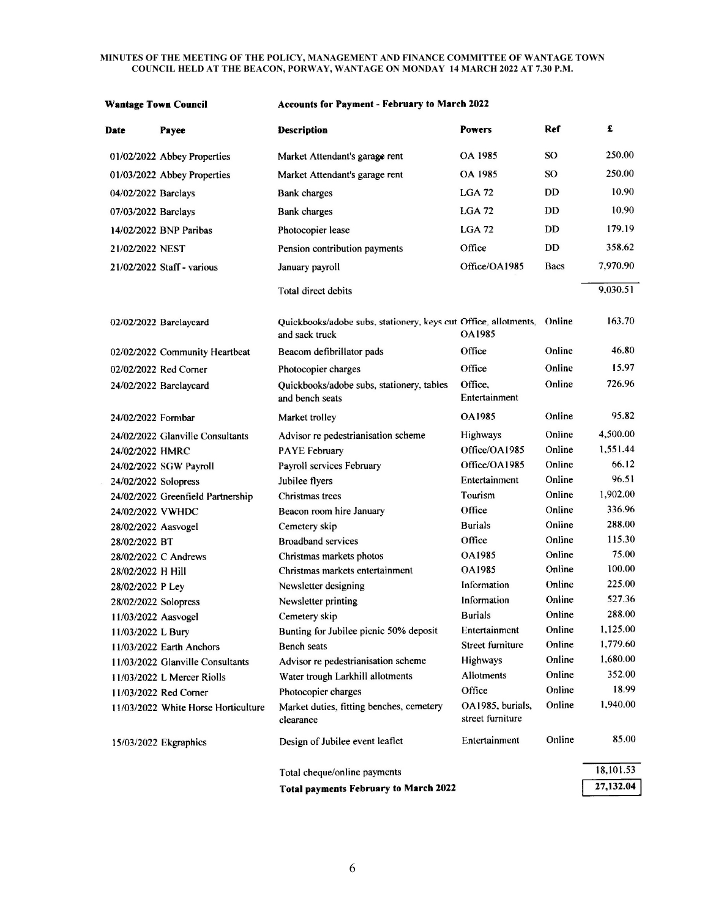MINUTES OF THE MEETING OF THE POLICY, MANAGEMENT AND FINANCE COMMITTEE OF WANTAGE TOWN COUNCIL HELD AT THE BEACON, PORWAY, WANTAGE ON MONDAY 14 MARCH 2022 AT 7.30 P.M.

**Wantage Town Council** **Accounts for Payment - February to March 2022**

| Date | Payee | Description | Powers | Ref | £ |
|---|---|---|---|---|---|
| 01/02/2022 | Abbey Properties | Market Attendant's garage rent | OA 1985 | SO | 250.00 |
| 01/03/2022 | Abbey Properties | Market Attendant's garage rent | OA 1985 | SO | 250.00 |
| 04/02/2022 | Barclays | Bank charges | LGA 72 | DD | 10.90 |
| 07/03/2022 | Barclays | Bank charges | LGA 72 | DD | 10.90 |
| 14/02/2022 | BNP Paribas | Photocopier lease | LGA 72 | DD | 179.19 |
| 21/02/2022 | NEST | Pension contribution payments | Office | DD | 358.62 |
| 21/02/2022 | Staff - various | January payroll | Office/OA1985 | Bacs | 7,970.90 |
| | | Total direct debits | | | 9,030.51 |
| 02/02/2022 | Barclaycard | Quickbooks/adobe subs, stationery, keys cut and sack truck | Office, allotments, OA1985 | Online | 163.70 |
| 02/02/2022 | Community Heartbeat | Beacom defibrillator pads | Office | Online | 46.80 |
| 02/02/2022 | Red Corner | Photocopier charges | Office | Online | 15.97 |
| 24/02/2022 | Barclaycard | Quickbooks/adobe subs, stationery, tables and bench seats | Office, Entertainment | Online | 726.96 |
| 24/02/2022 | Formbar | Market trolley | OA1985 | Online | 95.82 |
| 24/02/2022 | Glanville Consultants | Advisor re pedestrianisation scheme | Highways | Online | 4,500.00 |
| 24/02/2022 | HMRC | PAYE February | Office/OA1985 | Online | 1,551.44 |
| 24/02/2022 | SGW Payroll | Payroll services February | Office/OA1985 | Online | 66.12 |
| 24/02/2022 | Solopress | Jubilee flyers | Entertainment | Online | 96.51 |
| 24/02/2022 | Greenfield Partnership | Christmas trees | Tourism | Online | 1,902.00 |
| 24/02/2022 | VWHDC | Beacon room hire January | Office | Online | 336.96 |
| 28/02/2022 | Aasvogel | Cemetery skip | Burials | Online | 288.00 |
| 28/02/2022 | BT | Broadband services | Office | Online | 115.30 |
| 28/02/2022 | C Andrews | Christmas markets photos | OA1985 | Online | 75.00 |
| 28/02/2022 | H Hill | Christmas markets entertainment | OA1985 | Online | 100.00 |
| 28/02/2022 | P Ley | Newsletter designing | Information | Online | 225.00 |
| 28/02/2022 | Solopress | Newsletter printing | Information | Online | 527.36 |
| 11/03/2022 | Aasvogel | Cemetery skip | Burials | Online | 288.00 |
| 11/03/2022 | L Bury | Bunting for Jubilee picnic 50% deposit | Entertainment | Online | 1,125.00 |
| 11/03/2022 | Earth Anchors | Bench seats | Street furniture | Online | 1,779.60 |
| 11/03/2022 | Glanville Consultants | Advisor re pedestrianisation scheme | Highways | Online | 1,680.00 |
| 11/03/2022 | L Mercer Riolls | Water trough Larkhill allotments | Allotments | Online | 352.00 |
| 11/03/2022 | Red Corner | Photocopier charges | Office | Online | 18.99 |
| 11/03/2022 | White Horse Horticulture | Market duties, fitting benches, cemetery clearance | OA1985, burials, street furniture | Online | 1,940.00 |
| 15/03/2022 | Ekgraphics | Design of Jubilee event leaflet | Entertainment | Online | 85.00 |
| | | Total cheque/online payments | | | 18,101.53 |
| | | **Total payments February to March 2022** | | | **27,132.04** |